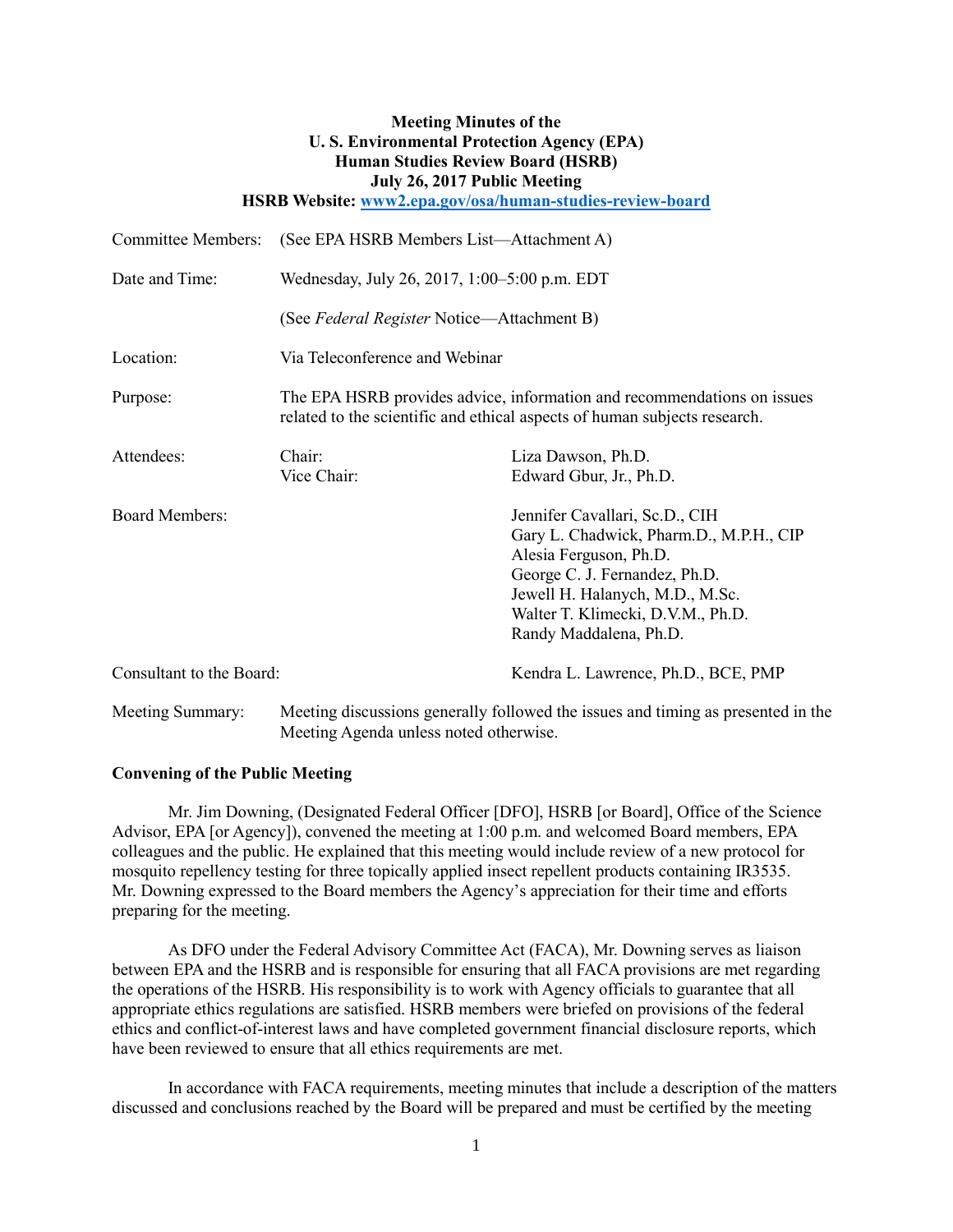**Meeting Minutes of the**
**U. S. Environmental Protection Agency (EPA)**
**Human Studies Review Board (HSRB)**
**July 26, 2017 Public Meeting**
**HSRB Website: [www2.epa.gov/osa/human-studies-review-board](www2.epa.gov/osa/human-studies-review-board)**

Committee Members: (See EPA HSRB Members List—Attachment A)

Date and Time: Wednesday, July 26, 2017, 1:00–5:00 p.m. EDT

(See *Federal Register* Notice—Attachment B)

Location: Via Teleconference and Webinar

Purpose: The EPA HSRB provides advice, information and recommendations on issues related to the scientific and ethical aspects of human subjects research.

Attendees:
- Chair: Liza Dawson, Ph.D.
- Vice Chair: Edward Gbur, Jr., Ph.D.

Board Members:
- Jennifer Cavallari, Sc.D., CIH
- Gary L. Chadwick, Pharm.D., M.P.H., CIP
- Alesia Ferguson, Ph.D.
- George C. J. Fernandez, Ph.D.
- Jewell H. Halanych, M.D., M.Sc.
- Walter T. Klimecki, D.V.M., Ph.D.
- Randy Maddalena, Ph.D.

Consultant to the Board: Kendra L. Lawrence, Ph.D., BCE, PMP

Meeting Summary: Meeting discussions generally followed the issues and timing as presented in the Meeting Agenda unless noted otherwise.

**Convening of the Public Meeting**

Mr. Jim Downing, (Designated Federal Officer [DFO], HSRB [or Board], Office of the Science Advisor, EPA [or Agency]), convened the meeting at 1:00 p.m. and welcomed Board members, EPA colleagues and the public. He explained that this meeting would include review of a new protocol for mosquito repellency testing for three topically applied insect repellent products containing IR3535. Mr. Downing expressed to the Board members the Agency's appreciation for their time and efforts preparing for the meeting.

As DFO under the Federal Advisory Committee Act (FACA), Mr. Downing serves as liaison between EPA and the HSRB and is responsible for ensuring that all FACA provisions are met regarding the operations of the HSRB. His responsibility is to work with Agency officials to guarantee that all appropriate ethics regulations are satisfied. HSRB members were briefed on provisions of the federal ethics and conflict-of-interest laws and have completed government financial disclosure reports, which have been reviewed to ensure that all ethics requirements are met.

In accordance with FACA requirements, meeting minutes that include a description of the matters discussed and conclusions reached by the Board will be prepared and must be certified by the meeting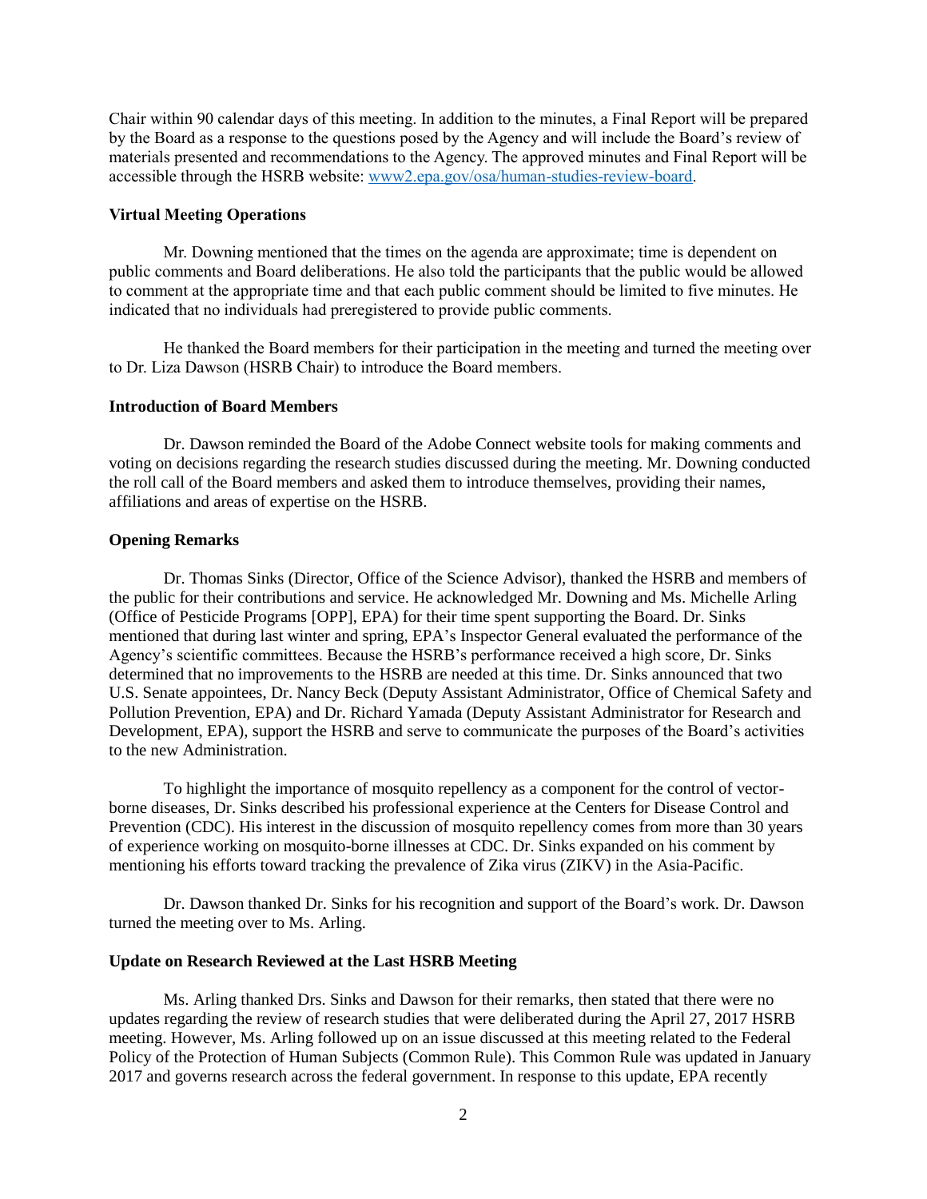Chair within 90 calendar days of this meeting. In addition to the minutes, a Final Report will be prepared by the Board as a response to the questions posed by the Agency and will include the Board's review of materials presented and recommendations to the Agency. The approved minutes and Final Report will be accessible through the HSRB website: www2.epa.gov/osa/human-studies-review-board.

**Virtual Meeting Operations**

Mr. Downing mentioned that the times on the agenda are approximate; time is dependent on public comments and Board deliberations. He also told the participants that the public would be allowed to comment at the appropriate time and that each public comment should be limited to five minutes. He indicated that no individuals had preregistered to provide public comments.

He thanked the Board members for their participation in the meeting and turned the meeting over to Dr. Liza Dawson (HSRB Chair) to introduce the Board members.

**Introduction of Board Members**

Dr. Dawson reminded the Board of the Adobe Connect website tools for making comments and voting on decisions regarding the research studies discussed during the meeting. Mr. Downing conducted the roll call of the Board members and asked them to introduce themselves, providing their names, affiliations and areas of expertise on the HSRB.

**Opening Remarks**

Dr. Thomas Sinks (Director, Office of the Science Advisor), thanked the HSRB and members of the public for their contributions and service. He acknowledged Mr. Downing and Ms. Michelle Arling (Office of Pesticide Programs [OPP], EPA) for their time spent supporting the Board. Dr. Sinks mentioned that during last winter and spring, EPA's Inspector General evaluated the performance of the Agency's scientific committees. Because the HSRB's performance received a high score, Dr. Sinks determined that no improvements to the HSRB are needed at this time. Dr. Sinks announced that two U.S. Senate appointees, Dr. Nancy Beck (Deputy Assistant Administrator, Office of Chemical Safety and Pollution Prevention, EPA) and Dr. Richard Yamada (Deputy Assistant Administrator for Research and Development, EPA), support the HSRB and serve to communicate the purposes of the Board's activities to the new Administration.

To highlight the importance of mosquito repellency as a component for the control of vector-borne diseases, Dr. Sinks described his professional experience at the Centers for Disease Control and Prevention (CDC). His interest in the discussion of mosquito repellency comes from more than 30 years of experience working on mosquito-borne illnesses at CDC. Dr. Sinks expanded on his comment by mentioning his efforts toward tracking the prevalence of Zika virus (ZIKV) in the Asia-Pacific.

Dr. Dawson thanked Dr. Sinks for his recognition and support of the Board's work. Dr. Dawson turned the meeting over to Ms. Arling.

**Update on Research Reviewed at the Last HSRB Meeting**

Ms. Arling thanked Drs. Sinks and Dawson for their remarks, then stated that there were no updates regarding the review of research studies that were deliberated during the April 27, 2017 HSRB meeting. However, Ms. Arling followed up on an issue discussed at this meeting related to the Federal Policy of the Protection of Human Subjects (Common Rule). This Common Rule was updated in January 2017 and governs research across the federal government. In response to this update, EPA recently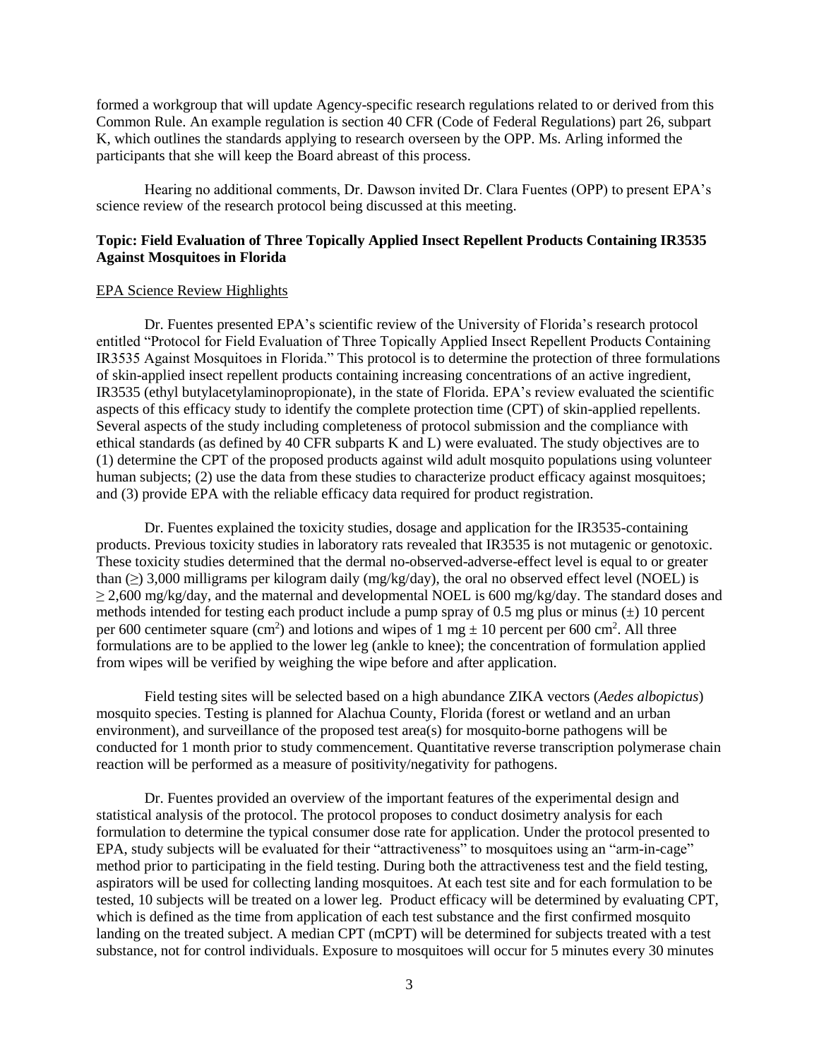formed a workgroup that will update Agency-specific research regulations related to or derived from this Common Rule. An example regulation is section 40 CFR (Code of Federal Regulations) part 26, subpart K, which outlines the standards applying to research overseen by the OPP. Ms. Arling informed the participants that she will keep the Board abreast of this process.

Hearing no additional comments, Dr. Dawson invited Dr. Clara Fuentes (OPP) to present EPA's science review of the research protocol being discussed at this meeting.

**Topic: Field Evaluation of Three Topically Applied Insect Repellent Products Containing IR3535 Against Mosquitoes in Florida**

EPA Science Review Highlights

Dr. Fuentes presented EPA's scientific review of the University of Florida's research protocol entitled "Protocol for Field Evaluation of Three Topically Applied Insect Repellent Products Containing IR3535 Against Mosquitoes in Florida." This protocol is to determine the protection of three formulations of skin-applied insect repellent products containing increasing concentrations of an active ingredient, IR3535 (ethyl butylacetylaminopropionate), in the state of Florida. EPA's review evaluated the scientific aspects of this efficacy study to identify the complete protection time (CPT) of skin-applied repellents. Several aspects of the study including completeness of protocol submission and the compliance with ethical standards (as defined by 40 CFR subparts K and L) were evaluated. The study objectives are to (1) determine the CPT of the proposed products against wild adult mosquito populations using volunteer human subjects; (2) use the data from these studies to characterize product efficacy against mosquitoes; and (3) provide EPA with the reliable efficacy data required for product registration.

Dr. Fuentes explained the toxicity studies, dosage and application for the IR3535-containing products. Previous toxicity studies in laboratory rats revealed that IR3535 is not mutagenic or genotoxic. These toxicity studies determined that the dermal no-observed-adverse-effect level is equal to or greater than (≥) 3,000 milligrams per kilogram daily (mg/kg/day), the oral no observed effect level (NOEL) is ≥ 2,600 mg/kg/day, and the maternal and developmental NOEL is 600 mg/kg/day. The standard doses and methods intended for testing each product include a pump spray of 0.5 mg plus or minus (±) 10 percent per 600 centimeter square ($cm^2$) and lotions and wipes of 1 mg ± 10 percent per 600 $cm^2$. All three formulations are to be applied to the lower leg (ankle to knee); the concentration of formulation applied from wipes will be verified by weighing the wipe before and after application.

Field testing sites will be selected based on a high abundance ZIKA vectors (*Aedes albopictus*) mosquito species. Testing is planned for Alachua County, Florida (forest or wetland and an urban environment), and surveillance of the proposed test area(s) for mosquito-borne pathogens will be conducted for 1 month prior to study commencement. Quantitative reverse transcription polymerase chain reaction will be performed as a measure of positivity/negativity for pathogens.

Dr. Fuentes provided an overview of the important features of the experimental design and statistical analysis of the protocol. The protocol proposes to conduct dosimetry analysis for each formulation to determine the typical consumer dose rate for application. Under the protocol presented to EPA, study subjects will be evaluated for their "attractiveness" to mosquitoes using an "arm-in-cage" method prior to participating in the field testing. During both the attractiveness test and the field testing, aspirators will be used for collecting landing mosquitoes. At each test site and for each formulation to be tested, 10 subjects will be treated on a lower leg. Product efficacy will be determined by evaluating CPT, which is defined as the time from application of each test substance and the first confirmed mosquito landing on the treated subject. A median CPT (mCPT) will be determined for subjects treated with a test substance, not for control individuals. Exposure to mosquitoes will occur for 5 minutes every 30 minutes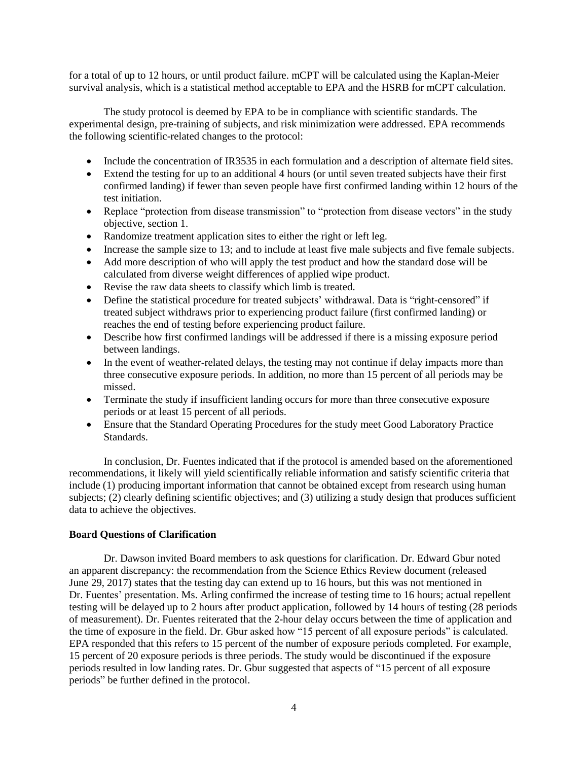for a total of up to 12 hours, or until product failure. mCPT will be calculated using the Kaplan-Meier survival analysis, which is a statistical method acceptable to EPA and the HSRB for mCPT calculation.

The study protocol is deemed by EPA to be in compliance with scientific standards. The experimental design, pre-training of subjects, and risk minimization were addressed. EPA recommends the following scientific-related changes to the protocol:

- Include the concentration of IR3535 in each formulation and a description of alternate field sites.
- Extend the testing for up to an additional 4 hours (or until seven treated subjects have their first confirmed landing) if fewer than seven people have first confirmed landing within 12 hours of the test initiation.
- Replace "protection from disease transmission" to "protection from disease vectors" in the study objective, section 1.
- Randomize treatment application sites to either the right or left leg.
- Increase the sample size to 13; and to include at least five male subjects and five female subjects.
- Add more description of who will apply the test product and how the standard dose will be calculated from diverse weight differences of applied wipe product.
- Revise the raw data sheets to classify which limb is treated.
- Define the statistical procedure for treated subjects' withdrawal. Data is "right-censored" if treated subject withdraws prior to experiencing product failure (first confirmed landing) or reaches the end of testing before experiencing product failure.
- Describe how first confirmed landings will be addressed if there is a missing exposure period between landings.
- In the event of weather-related delays, the testing may not continue if delay impacts more than three consecutive exposure periods. In addition, no more than 15 percent of all periods may be missed.
- Terminate the study if insufficient landing occurs for more than three consecutive exposure periods or at least 15 percent of all periods.
- Ensure that the Standard Operating Procedures for the study meet Good Laboratory Practice Standards.

In conclusion, Dr. Fuentes indicated that if the protocol is amended based on the aforementioned recommendations, it likely will yield scientifically reliable information and satisfy scientific criteria that include (1) producing important information that cannot be obtained except from research using human subjects; (2) clearly defining scientific objectives; and (3) utilizing a study design that produces sufficient data to achieve the objectives.

**Board Questions of Clarification**

Dr. Dawson invited Board members to ask questions for clarification. Dr. Edward Gbur noted an apparent discrepancy: the recommendation from the Science Ethics Review document (released June 29, 2017) states that the testing day can extend up to 16 hours, but this was not mentioned in Dr. Fuentes' presentation. Ms. Arling confirmed the increase of testing time to 16 hours; actual repellent testing will be delayed up to 2 hours after product application, followed by 14 hours of testing (28 periods of measurement). Dr. Fuentes reiterated that the 2-hour delay occurs between the time of application and the time of exposure in the field. Dr. Gbur asked how "15 percent of all exposure periods" is calculated. EPA responded that this refers to 15 percent of the number of exposure periods completed. For example, 15 percent of 20 exposure periods is three periods. The study would be discontinued if the exposure periods resulted in low landing rates. Dr. Gbur suggested that aspects of "15 percent of all exposure periods" be further defined in the protocol.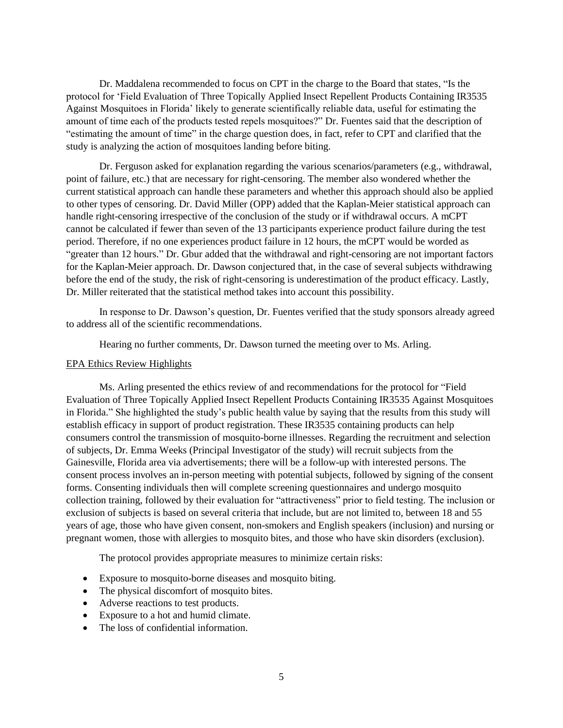Dr. Maddalena recommended to focus on CPT in the charge to the Board that states, "Is the protocol for 'Field Evaluation of Three Topically Applied Insect Repellent Products Containing IR3535 Against Mosquitoes in Florida' likely to generate scientifically reliable data, useful for estimating the amount of time each of the products tested repels mosquitoes?" Dr. Fuentes said that the description of "estimating the amount of time" in the charge question does, in fact, refer to CPT and clarified that the study is analyzing the action of mosquitoes landing before biting.

Dr. Ferguson asked for explanation regarding the various scenarios/parameters (e.g., withdrawal, point of failure, etc.) that are necessary for right-censoring. The member also wondered whether the current statistical approach can handle these parameters and whether this approach should also be applied to other types of censoring. Dr. David Miller (OPP) added that the Kaplan-Meier statistical approach can handle right-censoring irrespective of the conclusion of the study or if withdrawal occurs. A mCPT cannot be calculated if fewer than seven of the 13 participants experience product failure during the test period. Therefore, if no one experiences product failure in 12 hours, the mCPT would be worded as "greater than 12 hours." Dr. Gbur added that the withdrawal and right-censoring are not important factors for the Kaplan-Meier approach. Dr. Dawson conjectured that, in the case of several subjects withdrawing before the end of the study, the risk of right-censoring is underestimation of the product efficacy. Lastly, Dr. Miller reiterated that the statistical method takes into account this possibility.

In response to Dr. Dawson's question, Dr. Fuentes verified that the study sponsors already agreed to address all of the scientific recommendations.

Hearing no further comments, Dr. Dawson turned the meeting over to Ms. Arling.

EPA Ethics Review Highlights

Ms. Arling presented the ethics review of and recommendations for the protocol for "Field Evaluation of Three Topically Applied Insect Repellent Products Containing IR3535 Against Mosquitoes in Florida." She highlighted the study's public health value by saying that the results from this study will establish efficacy in support of product registration. These IR3535 containing products can help consumers control the transmission of mosquito-borne illnesses. Regarding the recruitment and selection of subjects, Dr. Emma Weeks (Principal Investigator of the study) will recruit subjects from the Gainesville, Florida area via advertisements; there will be a follow-up with interested persons. The consent process involves an in-person meeting with potential subjects, followed by signing of the consent forms. Consenting individuals then will complete screening questionnaires and undergo mosquito collection training, followed by their evaluation for "attractiveness" prior to field testing. The inclusion or exclusion of subjects is based on several criteria that include, but are not limited to, between 18 and 55 years of age, those who have given consent, non-smokers and English speakers (inclusion) and nursing or pregnant women, those with allergies to mosquito bites, and those who have skin disorders (exclusion).

The protocol provides appropriate measures to minimize certain risks:

- Exposure to mosquito-borne diseases and mosquito biting.
- The physical discomfort of mosquito bites.
- Adverse reactions to test products.
- Exposure to a hot and humid climate.
- The loss of confidential information.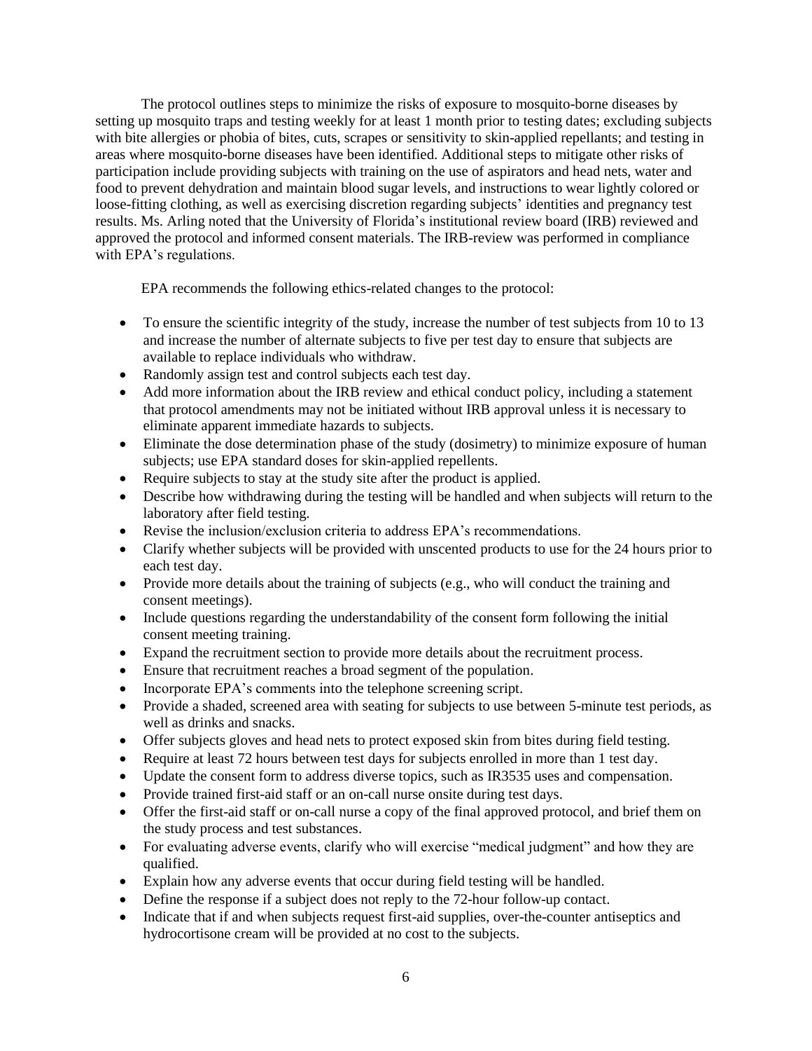The protocol outlines steps to minimize the risks of exposure to mosquito-borne diseases by setting up mosquito traps and testing weekly for at least 1 month prior to testing dates; excluding subjects with bite allergies or phobia of bites, cuts, scrapes or sensitivity to skin-applied repellants; and testing in areas where mosquito-borne diseases have been identified. Additional steps to mitigate other risks of participation include providing subjects with training on the use of aspirators and head nets, water and food to prevent dehydration and maintain blood sugar levels, and instructions to wear lightly colored or loose-fitting clothing, as well as exercising discretion regarding subjects' identities and pregnancy test results. Ms. Arling noted that the University of Florida's institutional review board (IRB) reviewed and approved the protocol and informed consent materials. The IRB-review was performed in compliance with EPA's regulations.

EPA recommends the following ethics-related changes to the protocol:

- To ensure the scientific integrity of the study, increase the number of test subjects from 10 to 13 and increase the number of alternate subjects to five per test day to ensure that subjects are available to replace individuals who withdraw.
- Randomly assign test and control subjects each test day.
- Add more information about the IRB review and ethical conduct policy, including a statement that protocol amendments may not be initiated without IRB approval unless it is necessary to eliminate apparent immediate hazards to subjects.
- Eliminate the dose determination phase of the study (dosimetry) to minimize exposure of human subjects; use EPA standard doses for skin-applied repellents.
- Require subjects to stay at the study site after the product is applied.
- Describe how withdrawing during the testing will be handled and when subjects will return to the laboratory after field testing.
- Revise the inclusion/exclusion criteria to address EPA's recommendations.
- Clarify whether subjects will be provided with unscented products to use for the 24 hours prior to each test day.
- Provide more details about the training of subjects (e.g., who will conduct the training and consent meetings).
- Include questions regarding the understandability of the consent form following the initial consent meeting training.
- Expand the recruitment section to provide more details about the recruitment process.
- Ensure that recruitment reaches a broad segment of the population.
- Incorporate EPA's comments into the telephone screening script.
- Provide a shaded, screened area with seating for subjects to use between 5-minute test periods, as well as drinks and snacks.
- Offer subjects gloves and head nets to protect exposed skin from bites during field testing.
- Require at least 72 hours between test days for subjects enrolled in more than 1 test day.
- Update the consent form to address diverse topics, such as IR3535 uses and compensation.
- Provide trained first-aid staff or an on-call nurse onsite during test days.
- Offer the first-aid staff or on-call nurse a copy of the final approved protocol, and brief them on the study process and test substances.
- For evaluating adverse events, clarify who will exercise "medical judgment" and how they are qualified.
- Explain how any adverse events that occur during field testing will be handled.
- Define the response if a subject does not reply to the 72-hour follow-up contact.
- Indicate that if and when subjects request first-aid supplies, over-the-counter antiseptics and hydrocortisone cream will be provided at no cost to the subjects.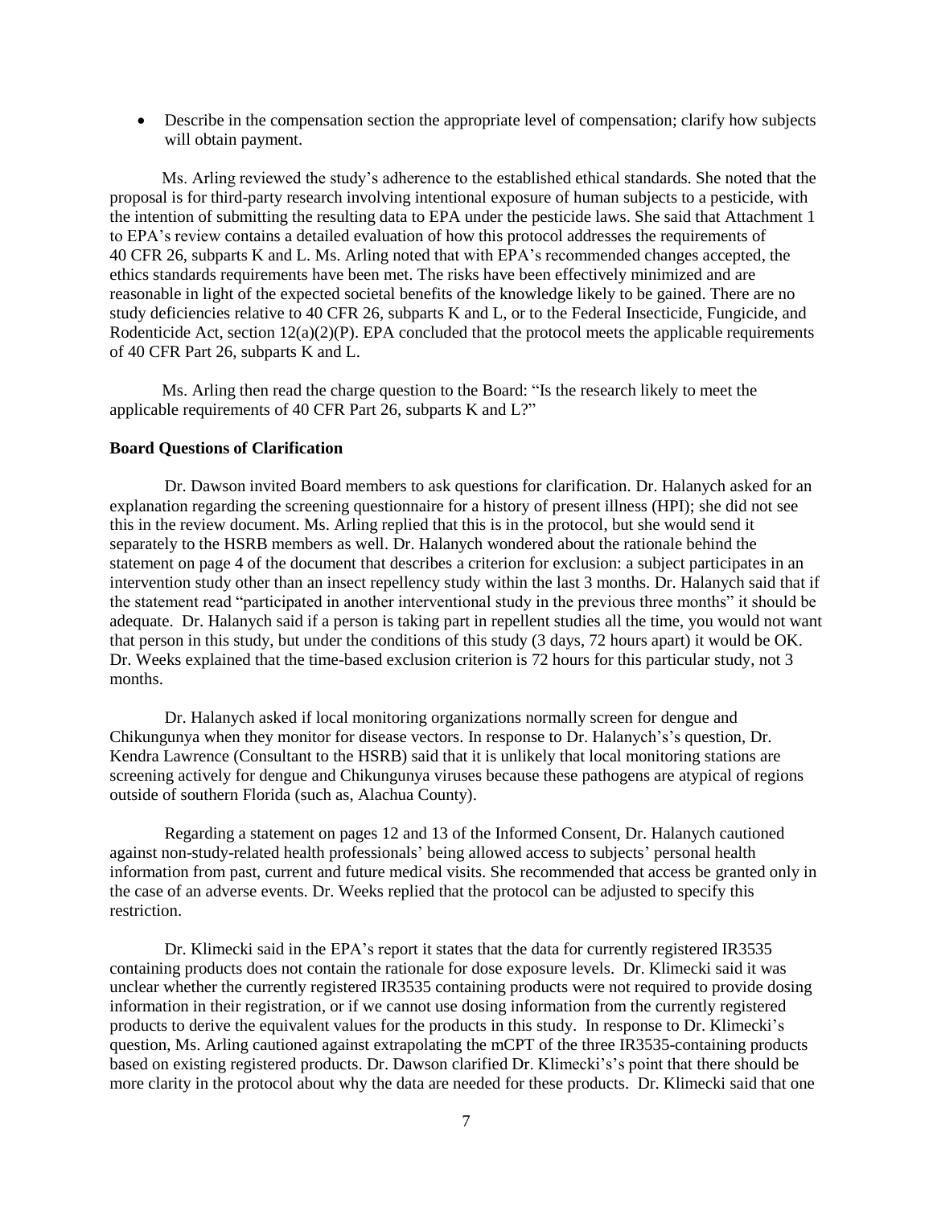- Describe in the compensation section the appropriate level of compensation; clarify how subjects will obtain payment.

Ms. Arling reviewed the study's adherence to the established ethical standards. She noted that the proposal is for third-party research involving intentional exposure of human subjects to a pesticide, with the intention of submitting the resulting data to EPA under the pesticide laws. She said that Attachment 1 to EPA's review contains a detailed evaluation of how this protocol addresses the requirements of 40 CFR 26, subparts K and L. Ms. Arling noted that with EPA's recommended changes accepted, the ethics standards requirements have been met. The risks have been effectively minimized and are reasonable in light of the expected societal benefits of the knowledge likely to be gained. There are no study deficiencies relative to 40 CFR 26, subparts K and L, or to the Federal Insecticide, Fungicide, and Rodenticide Act, section 12(a)(2)(P). EPA concluded that the protocol meets the applicable requirements of 40 CFR Part 26, subparts K and L.

Ms. Arling then read the charge question to the Board: "Is the research likely to meet the applicable requirements of 40 CFR Part 26, subparts K and L?"

**Board Questions of Clarification**

Dr. Dawson invited Board members to ask questions for clarification. Dr. Halanych asked for an explanation regarding the screening questionnaire for a history of present illness (HPI); she did not see this in the review document. Ms. Arling replied that this is in the protocol, but she would send it separately to the HSRB members as well. Dr. Halanych wondered about the rationale behind the statement on page 4 of the document that describes a criterion for exclusion: a subject participates in an intervention study other than an insect repellency study within the last 3 months. Dr. Halanych said that if the statement read "participated in another interventional study in the previous three months" it should be adequate. Dr. Halanych said if a person is taking part in repellent studies all the time, you would not want that person in this study, but under the conditions of this study (3 days, 72 hours apart) it would be OK. Dr. Weeks explained that the time-based exclusion criterion is 72 hours for this particular study, not 3 months.

Dr. Halanych asked if local monitoring organizations normally screen for dengue and Chikungunya when they monitor for disease vectors. In response to Dr. Halanych's's question, Dr. Kendra Lawrence (Consultant to the HSRB) said that it is unlikely that local monitoring stations are screening actively for dengue and Chikungunya viruses because these pathogens are atypical of regions outside of southern Florida (such as, Alachua County).

Regarding a statement on pages 12 and 13 of the Informed Consent, Dr. Halanych cautioned against non-study-related health professionals' being allowed access to subjects' personal health information from past, current and future medical visits. She recommended that access be granted only in the case of an adverse events. Dr. Weeks replied that the protocol can be adjusted to specify this restriction.

Dr. Klimecki said in the EPA's report it states that the data for currently registered IR3535 containing products does not contain the rationale for dose exposure levels. Dr. Klimecki said it was unclear whether the currently registered IR3535 containing products were not required to provide dosing information in their registration, or if we cannot use dosing information from the currently registered products to derive the equivalent values for the products in this study. In response to Dr. Klimecki's question, Ms. Arling cautioned against extrapolating the mCPT of the three IR3535-containing products based on existing registered products. Dr. Dawson clarified Dr. Klimecki's's point that there should be more clarity in the protocol about why the data are needed for these products. Dr. Klimecki said that one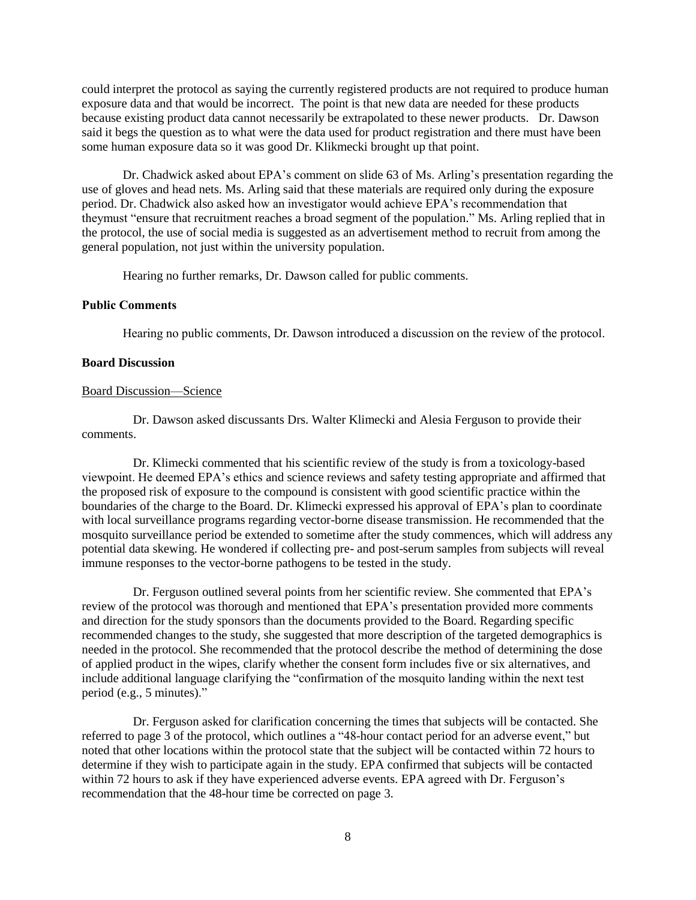could interpret the protocol as saying the currently registered products are not required to produce human exposure data and that would be incorrect. The point is that new data are needed for these products because existing product data cannot necessarily be extrapolated to these newer products. Dr. Dawson said it begs the question as to what were the data used for product registration and there must have been some human exposure data so it was good Dr. Klikmecki brought up that point.

Dr. Chadwick asked about EPA's comment on slide 63 of Ms. Arling's presentation regarding the use of gloves and head nets. Ms. Arling said that these materials are required only during the exposure period. Dr. Chadwick also asked how an investigator would achieve EPA's recommendation that theymust "ensure that recruitment reaches a broad segment of the population." Ms. Arling replied that in the protocol, the use of social media is suggested as an advertisement method to recruit from among the general population, not just within the university population.

Hearing no further remarks, Dr. Dawson called for public comments.

### Public Comments

Hearing no public comments, Dr. Dawson introduced a discussion on the review of the protocol.

### Board Discussion

#### Board Discussion—Science

Dr. Dawson asked discussants Drs. Walter Klimecki and Alesia Ferguson to provide their comments.

Dr. Klimecki commented that his scientific review of the study is from a toxicology-based viewpoint. He deemed EPA's ethics and science reviews and safety testing appropriate and affirmed that the proposed risk of exposure to the compound is consistent with good scientific practice within the boundaries of the charge to the Board. Dr. Klimecki expressed his approval of EPA's plan to coordinate with local surveillance programs regarding vector-borne disease transmission. He recommended that the mosquito surveillance period be extended to sometime after the study commences, which will address any potential data skewing. He wondered if collecting pre- and post-serum samples from subjects will reveal immune responses to the vector-borne pathogens to be tested in the study.

Dr. Ferguson outlined several points from her scientific review. She commented that EPA's review of the protocol was thorough and mentioned that EPA's presentation provided more comments and direction for the study sponsors than the documents provided to the Board. Regarding specific recommended changes to the study, she suggested that more description of the targeted demographics is needed in the protocol. She recommended that the protocol describe the method of determining the dose of applied product in the wipes, clarify whether the consent form includes five or six alternatives, and include additional language clarifying the "confirmation of the mosquito landing within the next test period (e.g., 5 minutes)."

Dr. Ferguson asked for clarification concerning the times that subjects will be contacted. She referred to page 3 of the protocol, which outlines a "48-hour contact period for an adverse event," but noted that other locations within the protocol state that the subject will be contacted within 72 hours to determine if they wish to participate again in the study. EPA confirmed that subjects will be contacted within 72 hours to ask if they have experienced adverse events. EPA agreed with Dr. Ferguson's recommendation that the 48-hour time be corrected on page 3.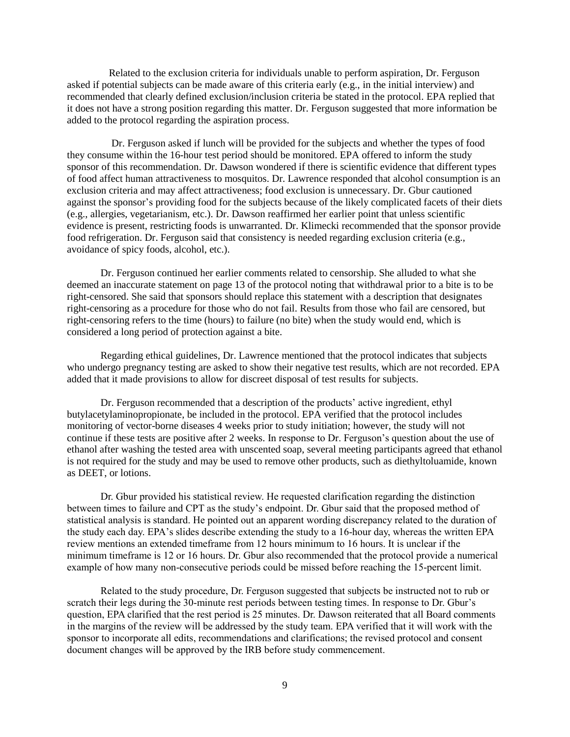Related to the exclusion criteria for individuals unable to perform aspiration, Dr. Ferguson asked if potential subjects can be made aware of this criteria early (e.g., in the initial interview) and recommended that clearly defined exclusion/inclusion criteria be stated in the protocol. EPA replied that it does not have a strong position regarding this matter. Dr. Ferguson suggested that more information be added to the protocol regarding the aspiration process.

Dr. Ferguson asked if lunch will be provided for the subjects and whether the types of food they consume within the 16-hour test period should be monitored. EPA offered to inform the study sponsor of this recommendation. Dr. Dawson wondered if there is scientific evidence that different types of food affect human attractiveness to mosquitos. Dr. Lawrence responded that alcohol consumption is an exclusion criteria and may affect attractiveness; food exclusion is unnecessary. Dr. Gbur cautioned against the sponsor's providing food for the subjects because of the likely complicated facets of their diets (e.g., allergies, vegetarianism, etc.). Dr. Dawson reaffirmed her earlier point that unless scientific evidence is present, restricting foods is unwarranted. Dr. Klimecki recommended that the sponsor provide food refrigeration. Dr. Ferguson said that consistency is needed regarding exclusion criteria (e.g., avoidance of spicy foods, alcohol, etc.).

Dr. Ferguson continued her earlier comments related to censorship. She alluded to what she deemed an inaccurate statement on page 13 of the protocol noting that withdrawal prior to a bite is to be right-censored. She said that sponsors should replace this statement with a description that designates right-censoring as a procedure for those who do not fail. Results from those who fail are censored, but right-censoring refers to the time (hours) to failure (no bite) when the study would end, which is considered a long period of protection against a bite.

Regarding ethical guidelines, Dr. Lawrence mentioned that the protocol indicates that subjects who undergo pregnancy testing are asked to show their negative test results, which are not recorded. EPA added that it made provisions to allow for discreet disposal of test results for subjects.

Dr. Ferguson recommended that a description of the products' active ingredient, ethyl butylacetylaminopropionate, be included in the protocol. EPA verified that the protocol includes monitoring of vector-borne diseases 4 weeks prior to study initiation; however, the study will not continue if these tests are positive after 2 weeks. In response to Dr. Ferguson's question about the use of ethanol after washing the tested area with unscented soap, several meeting participants agreed that ethanol is not required for the study and may be used to remove other products, such as diethyltoluamide, known as DEET, or lotions.

Dr. Gbur provided his statistical review. He requested clarification regarding the distinction between times to failure and CPT as the study's endpoint. Dr. Gbur said that the proposed method of statistical analysis is standard. He pointed out an apparent wording discrepancy related to the duration of the study each day. EPA's slides describe extending the study to a 16-hour day, whereas the written EPA review mentions an extended timeframe from 12 hours minimum to 16 hours. It is unclear if the minimum timeframe is 12 or 16 hours. Dr. Gbur also recommended that the protocol provide a numerical example of how many non-consecutive periods could be missed before reaching the 15-percent limit.

Related to the study procedure, Dr. Ferguson suggested that subjects be instructed not to rub or scratch their legs during the 30-minute rest periods between testing times. In response to Dr. Gbur's question, EPA clarified that the rest period is 25 minutes. Dr. Dawson reiterated that all Board comments in the margins of the review will be addressed by the study team. EPA verified that it will work with the sponsor to incorporate all edits, recommendations and clarifications; the revised protocol and consent document changes will be approved by the IRB before study commencement.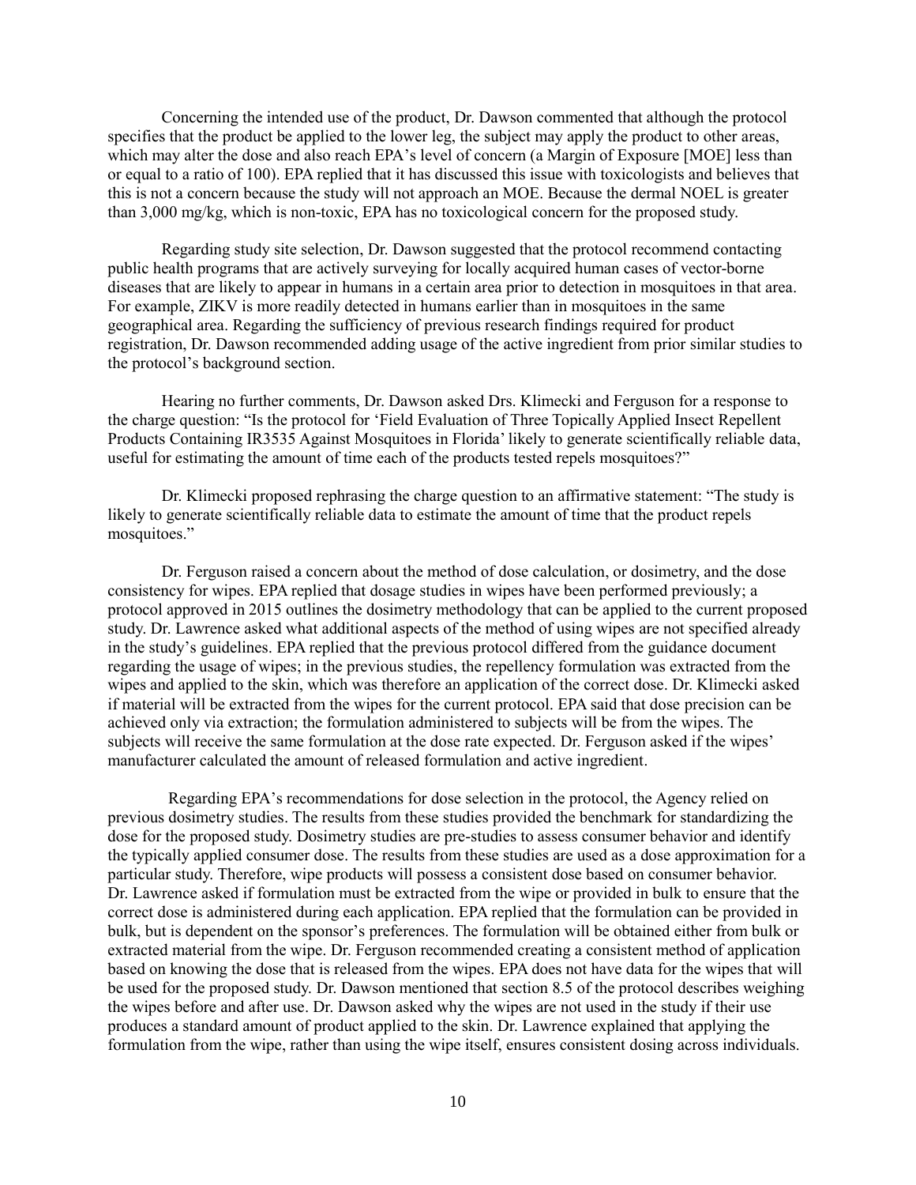Concerning the intended use of the product, Dr. Dawson commented that although the protocol specifies that the product be applied to the lower leg, the subject may apply the product to other areas, which may alter the dose and also reach EPA's level of concern (a Margin of Exposure [MOE] less than or equal to a ratio of 100). EPA replied that it has discussed this issue with toxicologists and believes that this is not a concern because the study will not approach an MOE. Because the dermal NOEL is greater than 3,000 mg/kg, which is non-toxic, EPA has no toxicological concern for the proposed study.

Regarding study site selection, Dr. Dawson suggested that the protocol recommend contacting public health programs that are actively surveying for locally acquired human cases of vector-borne diseases that are likely to appear in humans in a certain area prior to detection in mosquitoes in that area. For example, ZIKV is more readily detected in humans earlier than in mosquitoes in the same geographical area. Regarding the sufficiency of previous research findings required for product registration, Dr. Dawson recommended adding usage of the active ingredient from prior similar studies to the protocol's background section.

Hearing no further comments, Dr. Dawson asked Drs. Klimecki and Ferguson for a response to the charge question: "Is the protocol for 'Field Evaluation of Three Topically Applied Insect Repellent Products Containing IR3535 Against Mosquitoes in Florida' likely to generate scientifically reliable data, useful for estimating the amount of time each of the products tested repels mosquitoes?"

Dr. Klimecki proposed rephrasing the charge question to an affirmative statement: "The study is likely to generate scientifically reliable data to estimate the amount of time that the product repels mosquitoes."

Dr. Ferguson raised a concern about the method of dose calculation, or dosimetry, and the dose consistency for wipes. EPA replied that dosage studies in wipes have been performed previously; a protocol approved in 2015 outlines the dosimetry methodology that can be applied to the current proposed study. Dr. Lawrence asked what additional aspects of the method of using wipes are not specified already in the study's guidelines. EPA replied that the previous protocol differed from the guidance document regarding the usage of wipes; in the previous studies, the repellency formulation was extracted from the wipes and applied to the skin, which was therefore an application of the correct dose. Dr. Klimecki asked if material will be extracted from the wipes for the current protocol. EPA said that dose precision can be achieved only via extraction; the formulation administered to subjects will be from the wipes. The subjects will receive the same formulation at the dose rate expected. Dr. Ferguson asked if the wipes' manufacturer calculated the amount of released formulation and active ingredient.

Regarding EPA's recommendations for dose selection in the protocol, the Agency relied on previous dosimetry studies. The results from these studies provided the benchmark for standardizing the dose for the proposed study. Dosimetry studies are pre-studies to assess consumer behavior and identify the typically applied consumer dose. The results from these studies are used as a dose approximation for a particular study. Therefore, wipe products will possess a consistent dose based on consumer behavior. Dr. Lawrence asked if formulation must be extracted from the wipe or provided in bulk to ensure that the correct dose is administered during each application. EPA replied that the formulation can be provided in bulk, but is dependent on the sponsor's preferences. The formulation will be obtained either from bulk or extracted material from the wipe. Dr. Ferguson recommended creating a consistent method of application based on knowing the dose that is released from the wipes. EPA does not have data for the wipes that will be used for the proposed study. Dr. Dawson mentioned that section 8.5 of the protocol describes weighing the wipes before and after use. Dr. Dawson asked why the wipes are not used in the study if their use produces a standard amount of product applied to the skin. Dr. Lawrence explained that applying the formulation from the wipe, rather than using the wipe itself, ensures consistent dosing across individuals.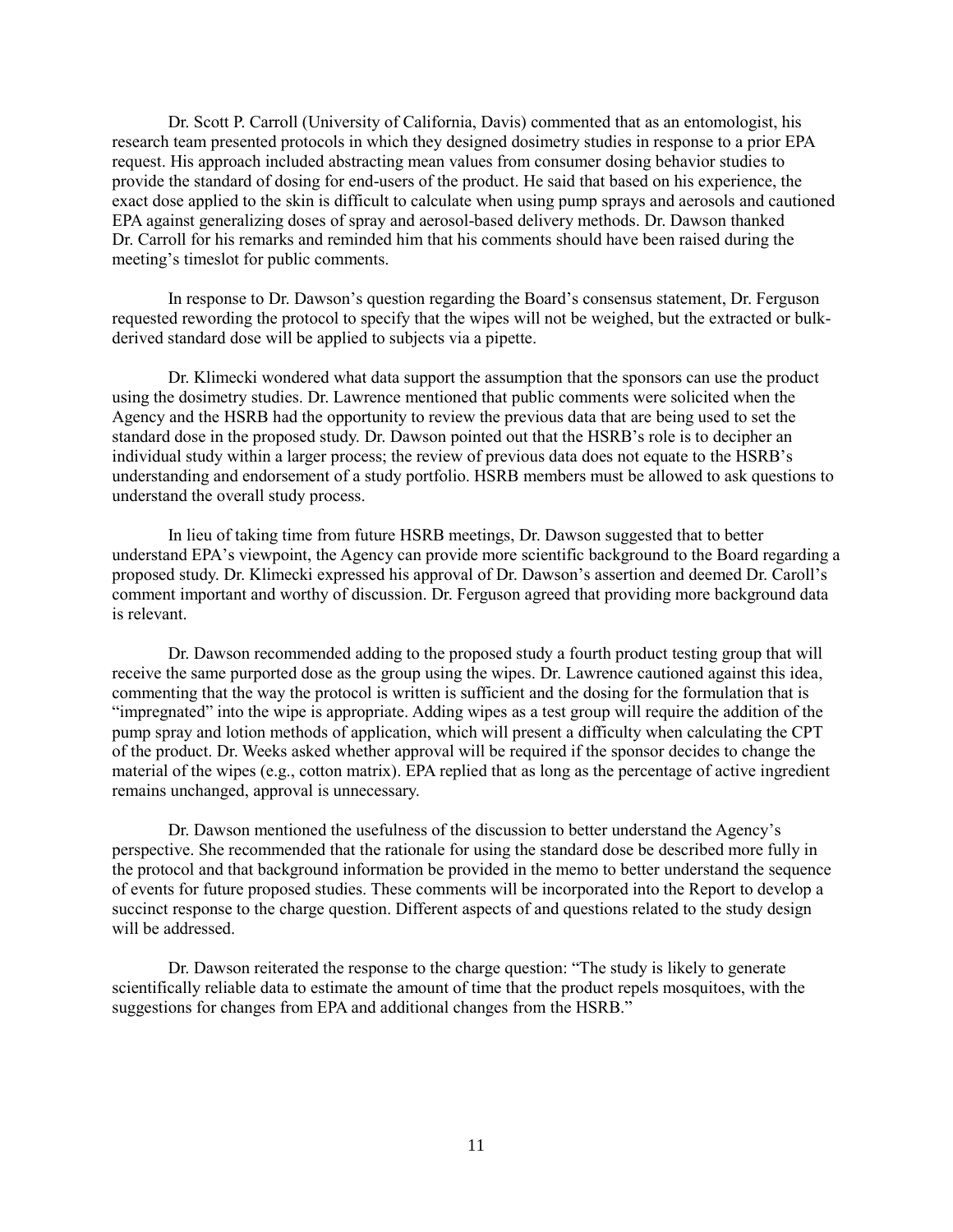Dr. Scott P. Carroll (University of California, Davis) commented that as an entomologist, his research team presented protocols in which they designed dosimetry studies in response to a prior EPA request. His approach included abstracting mean values from consumer dosing behavior studies to provide the standard of dosing for end-users of the product. He said that based on his experience, the exact dose applied to the skin is difficult to calculate when using pump sprays and aerosols and cautioned EPA against generalizing doses of spray and aerosol-based delivery methods. Dr. Dawson thanked Dr. Carroll for his remarks and reminded him that his comments should have been raised during the meeting's timeslot for public comments.

In response to Dr. Dawson's question regarding the Board's consensus statement, Dr. Ferguson requested rewording the protocol to specify that the wipes will not be weighed, but the extracted or bulk-derived standard dose will be applied to subjects via a pipette.

Dr. Klimecki wondered what data support the assumption that the sponsors can use the product using the dosimetry studies. Dr. Lawrence mentioned that public comments were solicited when the Agency and the HSRB had the opportunity to review the previous data that are being used to set the standard dose in the proposed study. Dr. Dawson pointed out that the HSRB's role is to decipher an individual study within a larger process; the review of previous data does not equate to the HSRB's understanding and endorsement of a study portfolio. HSRB members must be allowed to ask questions to understand the overall study process.

In lieu of taking time from future HSRB meetings, Dr. Dawson suggested that to better understand EPA's viewpoint, the Agency can provide more scientific background to the Board regarding a proposed study. Dr. Klimecki expressed his approval of Dr. Dawson's assertion and deemed Dr. Caroll's comment important and worthy of discussion. Dr. Ferguson agreed that providing more background data is relevant.

Dr. Dawson recommended adding to the proposed study a fourth product testing group that will receive the same purported dose as the group using the wipes. Dr. Lawrence cautioned against this idea, commenting that the way the protocol is written is sufficient and the dosing for the formulation that is "impregnated" into the wipe is appropriate. Adding wipes as a test group will require the addition of the pump spray and lotion methods of application, which will present a difficulty when calculating the CPT of the product. Dr. Weeks asked whether approval will be required if the sponsor decides to change the material of the wipes (e.g., cotton matrix). EPA replied that as long as the percentage of active ingredient remains unchanged, approval is unnecessary.

Dr. Dawson mentioned the usefulness of the discussion to better understand the Agency's perspective. She recommended that the rationale for using the standard dose be described more fully in the protocol and that background information be provided in the memo to better understand the sequence of events for future proposed studies. These comments will be incorporated into the Report to develop a succinct response to the charge question. Different aspects of and questions related to the study design will be addressed.

Dr. Dawson reiterated the response to the charge question: "The study is likely to generate scientifically reliable data to estimate the amount of time that the product repels mosquitoes, with the suggestions for changes from EPA and additional changes from the HSRB."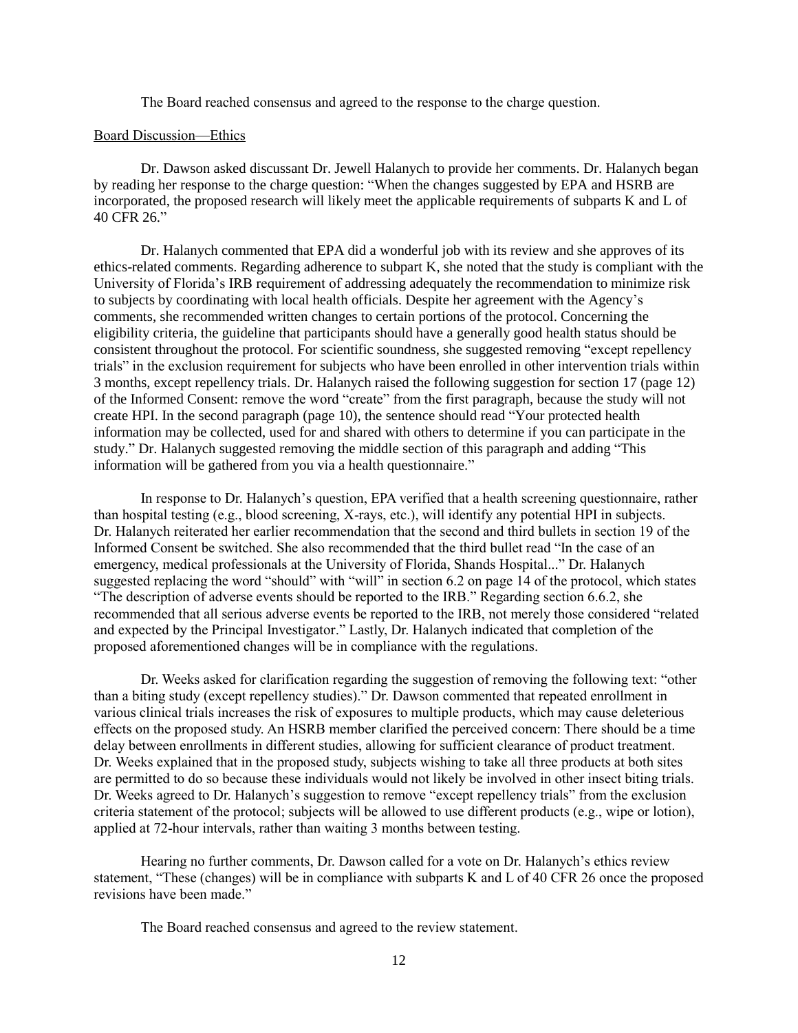The Board reached consensus and agreed to the response to the charge question.

Board Discussion—Ethics

Dr. Dawson asked discussant Dr. Jewell Halanych to provide her comments. Dr. Halanych began by reading her response to the charge question: "When the changes suggested by EPA and HSRB are incorporated, the proposed research will likely meet the applicable requirements of subparts K and L of 40 CFR 26."

Dr. Halanych commented that EPA did a wonderful job with its review and she approves of its ethics-related comments. Regarding adherence to subpart K, she noted that the study is compliant with the University of Florida's IRB requirement of addressing adequately the recommendation to minimize risk to subjects by coordinating with local health officials. Despite her agreement with the Agency's comments, she recommended written changes to certain portions of the protocol. Concerning the eligibility criteria, the guideline that participants should have a generally good health status should be consistent throughout the protocol. For scientific soundness, she suggested removing "except repellency trials" in the exclusion requirement for subjects who have been enrolled in other intervention trials within 3 months, except repellency trials. Dr. Halanych raised the following suggestion for section 17 (page 12) of the Informed Consent: remove the word "create" from the first paragraph, because the study will not create HPI. In the second paragraph (page 10), the sentence should read "Your protected health information may be collected, used for and shared with others to determine if you can participate in the study." Dr. Halanych suggested removing the middle section of this paragraph and adding "This information will be gathered from you via a health questionnaire."

In response to Dr. Halanych's question, EPA verified that a health screening questionnaire, rather than hospital testing (e.g., blood screening, X-rays, etc.), will identify any potential HPI in subjects. Dr. Halanych reiterated her earlier recommendation that the second and third bullets in section 19 of the Informed Consent be switched. She also recommended that the third bullet read "In the case of an emergency, medical professionals at the University of Florida, Shands Hospital..." Dr. Halanych suggested replacing the word "should" with "will" in section 6.2 on page 14 of the protocol, which states "The description of adverse events should be reported to the IRB." Regarding section 6.6.2, she recommended that all serious adverse events be reported to the IRB, not merely those considered "related and expected by the Principal Investigator." Lastly, Dr. Halanych indicated that completion of the proposed aforementioned changes will be in compliance with the regulations.

Dr. Weeks asked for clarification regarding the suggestion of removing the following text: "other than a biting study (except repellency studies)." Dr. Dawson commented that repeated enrollment in various clinical trials increases the risk of exposures to multiple products, which may cause deleterious effects on the proposed study. An HSRB member clarified the perceived concern: There should be a time delay between enrollments in different studies, allowing for sufficient clearance of product treatment. Dr. Weeks explained that in the proposed study, subjects wishing to take all three products at both sites are permitted to do so because these individuals would not likely be involved in other insect biting trials. Dr. Weeks agreed to Dr. Halanych's suggestion to remove "except repellency trials" from the exclusion criteria statement of the protocol; subjects will be allowed to use different products (e.g., wipe or lotion), applied at 72-hour intervals, rather than waiting 3 months between testing.

Hearing no further comments, Dr. Dawson called for a vote on Dr. Halanych's ethics review statement, "These (changes) will be in compliance with subparts K and L of 40 CFR 26 once the proposed revisions have been made."

The Board reached consensus and agreed to the review statement.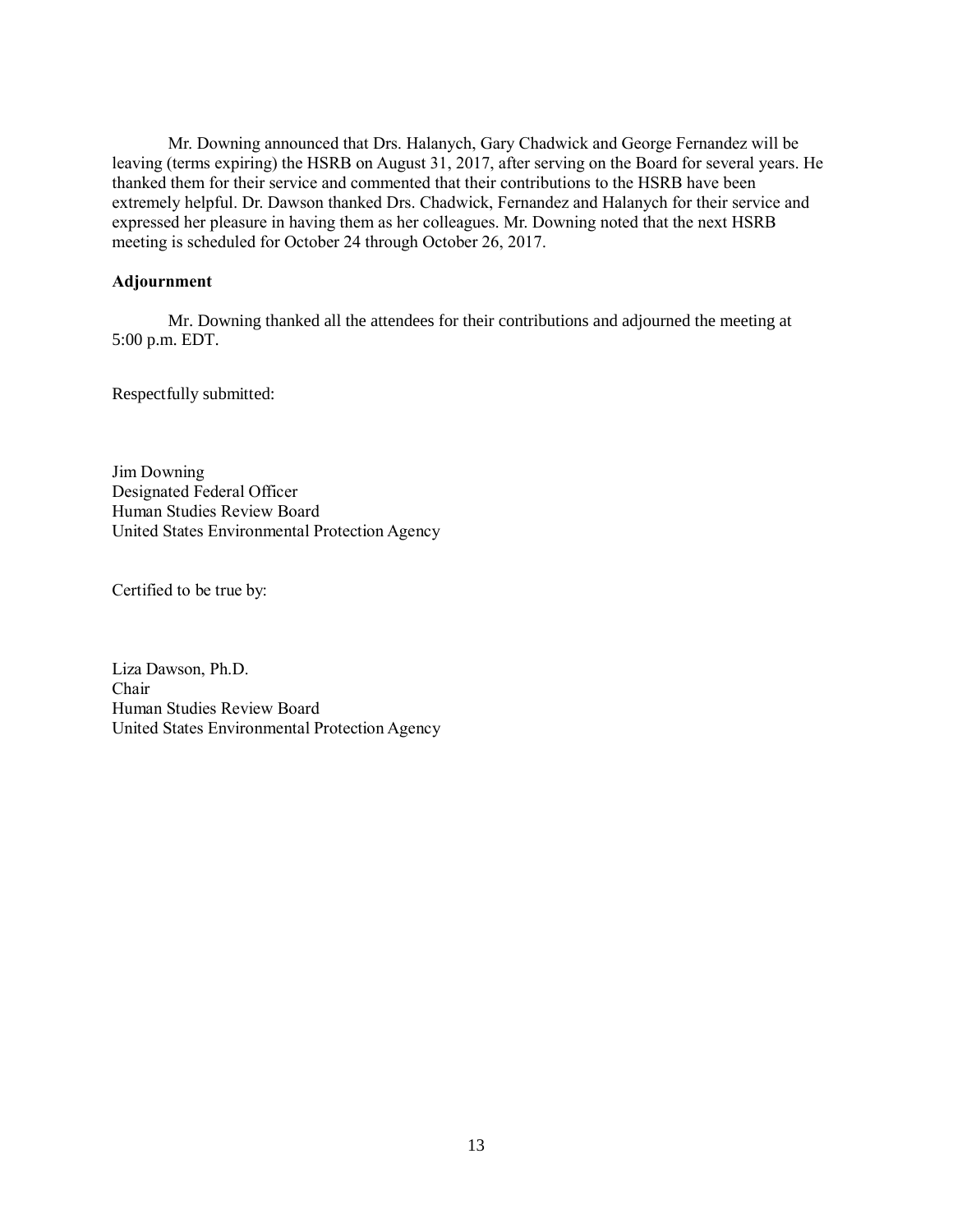Mr. Downing announced that Drs. Halanych, Gary Chadwick and George Fernandez will be leaving (terms expiring) the HSRB on August 31, 2017, after serving on the Board for several years. He thanked them for their service and commented that their contributions to the HSRB have been extremely helpful. Dr. Dawson thanked Drs. Chadwick, Fernandez and Halanych for their service and expressed her pleasure in having them as her colleagues. Mr. Downing noted that the next HSRB meeting is scheduled for October 24 through October 26, 2017.

**Adjournment**

Mr. Downing thanked all the attendees for their contributions and adjourned the meeting at 5:00 p.m. EDT.

Respectfully submitted:

Jim Downing
Designated Federal Officer
Human Studies Review Board
United States Environmental Protection Agency

Certified to be true by:

Liza Dawson, Ph.D.
Chair
Human Studies Review Board
United States Environmental Protection Agency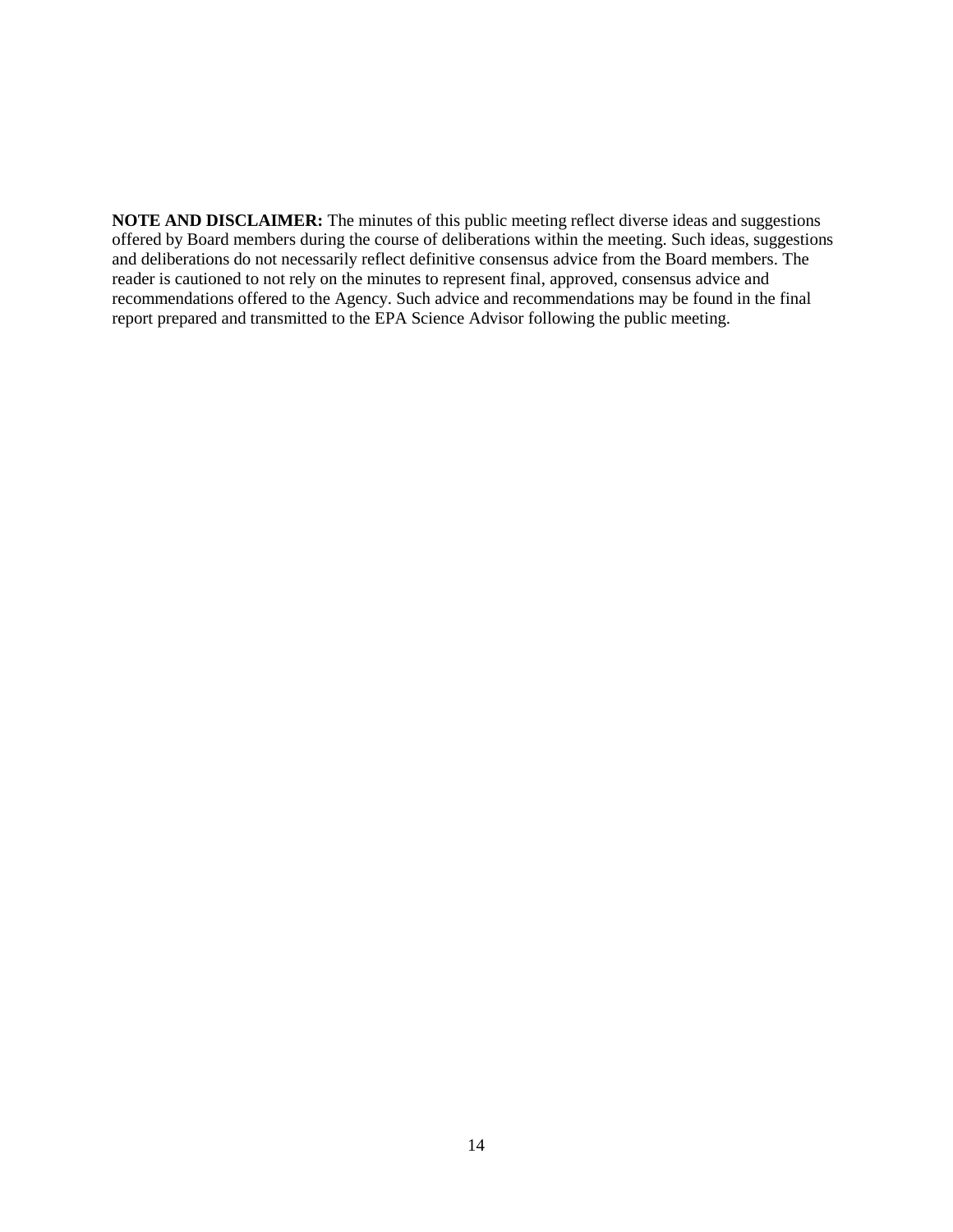**NOTE AND DISCLAIMER:** The minutes of this public meeting reflect diverse ideas and suggestions offered by Board members during the course of deliberations within the meeting. Such ideas, suggestions and deliberations do not necessarily reflect definitive consensus advice from the Board members. The reader is cautioned to not rely on the minutes to represent final, approved, consensus advice and recommendations offered to the Agency. Such advice and recommendations may be found in the final report prepared and transmitted to the EPA Science Advisor following the public meeting.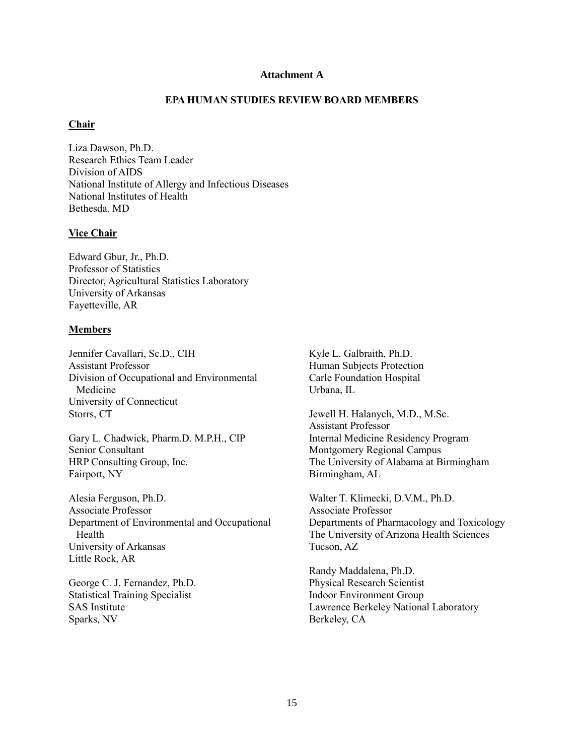**Attachment A**

**EPA HUMAN STUDIES REVIEW BOARD MEMBERS**

**Chair**

Liza Dawson, Ph.D.
Research Ethics Team Leader
Division of AIDS
National Institute of Allergy and Infectious Diseases
National Institutes of Health
Bethesda, MD

**Vice Chair**

Edward Gbur, Jr., Ph.D.
Professor of Statistics
Director, Agricultural Statistics Laboratory
University of Arkansas
Fayetteville, AR

**Members**

Jennifer Cavallari, Sc.D., CIH
Assistant Professor
Division of Occupational and Environmental Medicine
University of Connecticut
Storrs, CT

Gary L. Chadwick, Pharm.D. M.P.H., CIP
Senior Consultant
HRP Consulting Group, Inc.
Fairport, NY

Alesia Ferguson, Ph.D.
Associate Professor
Department of Environmental and Occupational Health
University of Arkansas
Little Rock, AR

George C. J. Fernandez, Ph.D.
Statistical Training Specialist
SAS Institute
Sparks, NV

Kyle L. Galbraith, Ph.D.
Human Subjects Protection
Carle Foundation Hospital
Urbana, IL

Jewell H. Halanych, M.D., M.Sc.
Assistant Professor
Internal Medicine Residency Program
Montgomery Regional Campus
The University of Alabama at Birmingham
Birmingham, AL

Walter T. Klimecki, D.V.M., Ph.D.
Associate Professor
Departments of Pharmacology and Toxicology
The University of Arizona Health Sciences
Tucson, AZ

Randy Maddalena, Ph.D.
Physical Research Scientist
Indoor Environment Group
Lawrence Berkeley National Laboratory
Berkeley, CA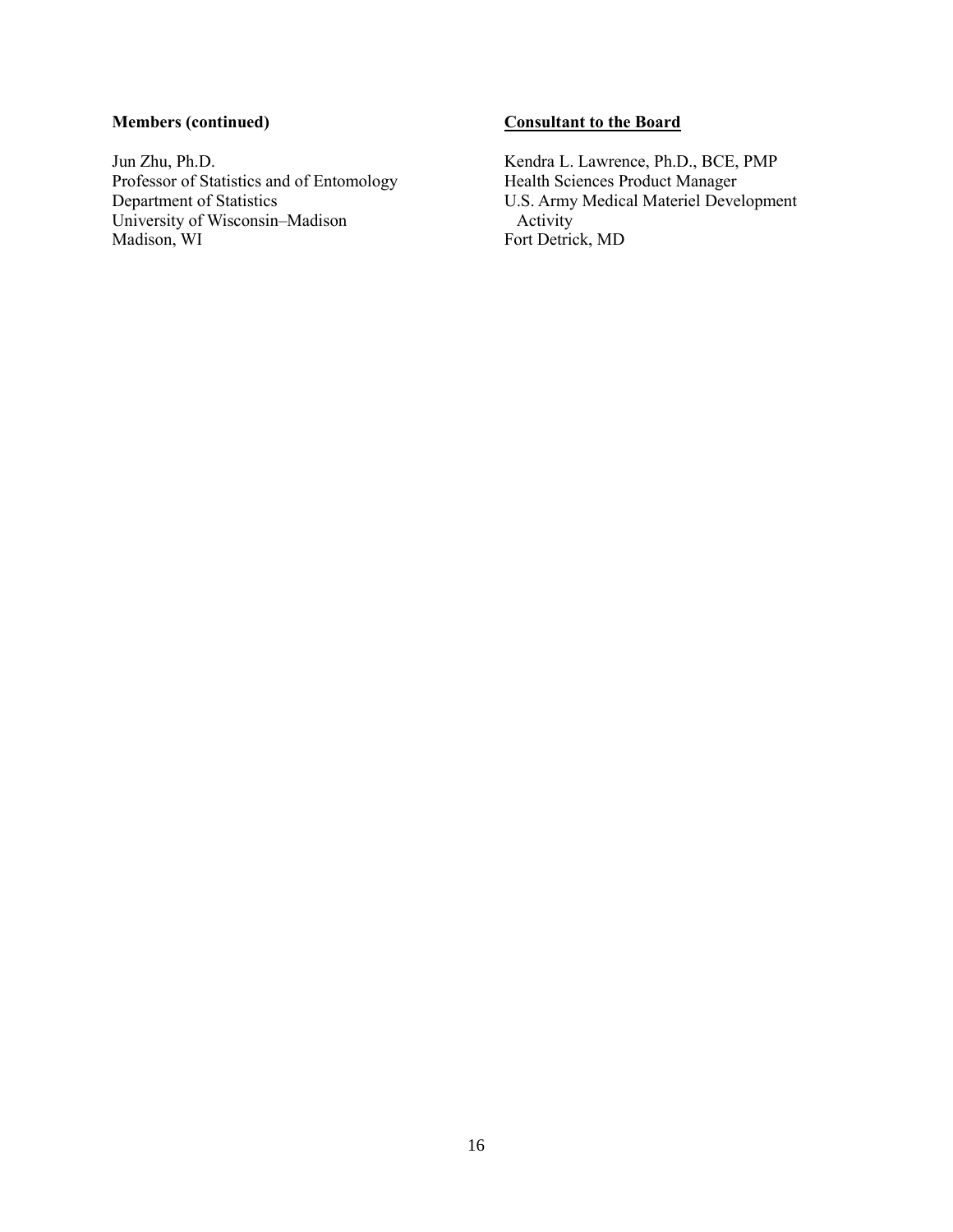**Members (continued)**

Jun Zhu, Ph.D.
Professor of Statistics and of Entomology
Department of Statistics
University of Wisconsin–Madison
Madison, WI

**Consultant to the Board**

Kendra L. Lawrence, Ph.D., BCE, PMP
Health Sciences Product Manager
U.S. Army Medical Materiel Development Activity
Fort Detrick, MD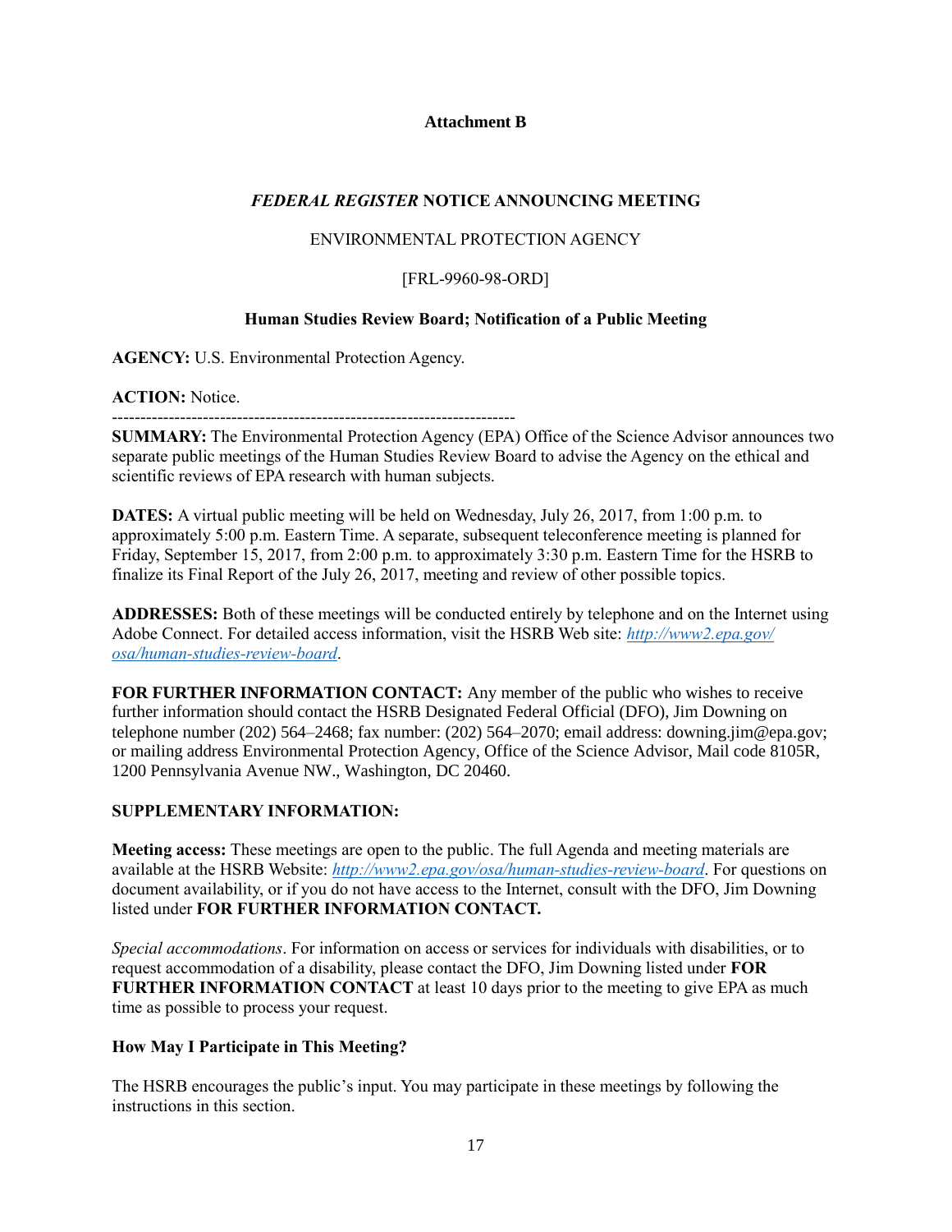**Attachment B**

***FEDERAL REGISTER* NOTICE ANNOUNCING MEETING**

ENVIRONMENTAL PROTECTION AGENCY

[FRL-9960-98-ORD]

**Human Studies Review Board; Notification of a Public Meeting**

**AGENCY:** U.S. Environmental Protection Agency.

**ACTION:** Notice.

---

**SUMMARY:** The Environmental Protection Agency (EPA) Office of the Science Advisor announces two separate public meetings of the Human Studies Review Board to advise the Agency on the ethical and scientific reviews of EPA research with human subjects.

**DATES:** A virtual public meeting will be held on Wednesday, July 26, 2017, from 1:00 p.m. to approximately 5:00 p.m. Eastern Time. A separate, subsequent teleconference meeting is planned for Friday, September 15, 2017, from 2:00 p.m. to approximately 3:30 p.m. Eastern Time for the HSRB to finalize its Final Report of the July 26, 2017, meeting and review of other possible topics.

**ADDRESSES:** Both of these meetings will be conducted entirely by telephone and on the Internet using Adobe Connect. For detailed access information, visit the HSRB Web site: *http://www2.epa.gov/osa/human-studies-review-board*.

**FOR FURTHER INFORMATION CONTACT:** Any member of the public who wishes to receive further information should contact the HSRB Designated Federal Official (DFO), Jim Downing on telephone number (202) 564–2468; fax number: (202) 564–2070; email address: downing.jim@epa.gov; or mailing address Environmental Protection Agency, Office of the Science Advisor, Mail code 8105R, 1200 Pennsylvania Avenue NW., Washington, DC 20460.

**SUPPLEMENTARY INFORMATION:**

**Meeting access:** These meetings are open to the public. The full Agenda and meeting materials are available at the HSRB Website: *http://www2.epa.gov/osa/human-studies-review-board*. For questions on document availability, or if you do not have access to the Internet, consult with the DFO, Jim Downing listed under **FOR FURTHER INFORMATION CONTACT.**

*Special accommodations*. For information on access or services for individuals with disabilities, or to request accommodation of a disability, please contact the DFO, Jim Downing listed under **FOR FURTHER INFORMATION CONTACT** at least 10 days prior to the meeting to give EPA as much time as possible to process your request.

**How May I Participate in This Meeting?**

The HSRB encourages the public's input. You may participate in these meetings by following the instructions in this section.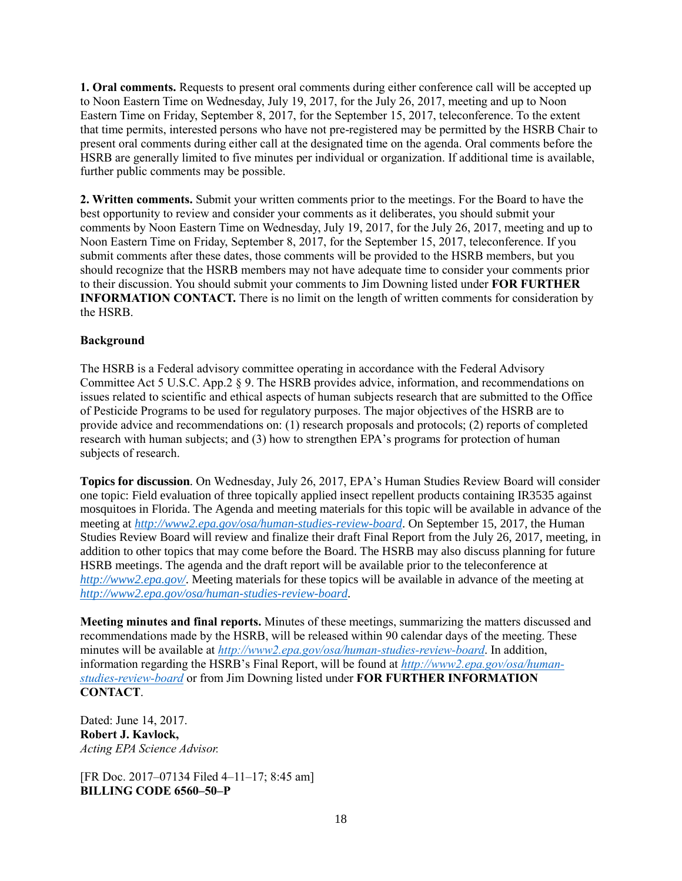**1. Oral comments.** Requests to present oral comments during either conference call will be accepted up to Noon Eastern Time on Wednesday, July 19, 2017, for the July 26, 2017, meeting and up to Noon Eastern Time on Friday, September 8, 2017, for the September 15, 2017, teleconference. To the extent that time permits, interested persons who have not pre-registered may be permitted by the HSRB Chair to present oral comments during either call at the designated time on the agenda. Oral comments before the HSRB are generally limited to five minutes per individual or organization. If additional time is available, further public comments may be possible.

**2. Written comments.** Submit your written comments prior to the meetings. For the Board to have the best opportunity to review and consider your comments as it deliberates, you should submit your comments by Noon Eastern Time on Wednesday, July 19, 2017, for the July 26, 2017, meeting and up to Noon Eastern Time on Friday, September 8, 2017, for the September 15, 2017, teleconference. If you submit comments after these dates, those comments will be provided to the HSRB members, but you should recognize that the HSRB members may not have adequate time to consider your comments prior to their discussion. You should submit your comments to Jim Downing listed under **FOR FURTHER INFORMATION CONTACT.** There is no limit on the length of written comments for consideration by the HSRB.

**Background**

The HSRB is a Federal advisory committee operating in accordance with the Federal Advisory Committee Act 5 U.S.C. App.2 § 9. The HSRB provides advice, information, and recommendations on issues related to scientific and ethical aspects of human subjects research that are submitted to the Office of Pesticide Programs to be used for regulatory purposes. The major objectives of the HSRB are to provide advice and recommendations on: (1) research proposals and protocols; (2) reports of completed research with human subjects; and (3) how to strengthen EPA's programs for protection of human subjects of research.

**Topics for discussion**. On Wednesday, July 26, 2017, EPA's Human Studies Review Board will consider one topic: Field evaluation of three topically applied insect repellent products containing IR3535 against mosquitoes in Florida. The Agenda and meeting materials for this topic will be available in advance of the meeting at *http://www2.epa.gov/osa/human-studies-review-board*. On September 15, 2017, the Human Studies Review Board will review and finalize their draft Final Report from the July 26, 2017, meeting, in addition to other topics that may come before the Board. The HSRB may also discuss planning for future HSRB meetings. The agenda and the draft report will be available prior to the teleconference at *http://www2.epa.gov/*. Meeting materials for these topics will be available in advance of the meeting at *http://www2.epa.gov/osa/human-studies-review-board*.

**Meeting minutes and final reports.** Minutes of these meetings, summarizing the matters discussed and recommendations made by the HSRB, will be released within 90 calendar days of the meeting. These minutes will be available at *http://www2.epa.gov/osa/human-studies-review-board*. In addition, information regarding the HSRB's Final Report, will be found at *http://www2.epa.gov/osa/human-studies-review-board* or from Jim Downing listed under **FOR FURTHER INFORMATION CONTACT**.

Dated: June 14, 2017.
**Robert J. Kavlock,**
*Acting EPA Science Advisor.*

[FR Doc. 2017–07134 Filed 4–11–17; 8:45 am]
**BILLING CODE 6560–50–P**